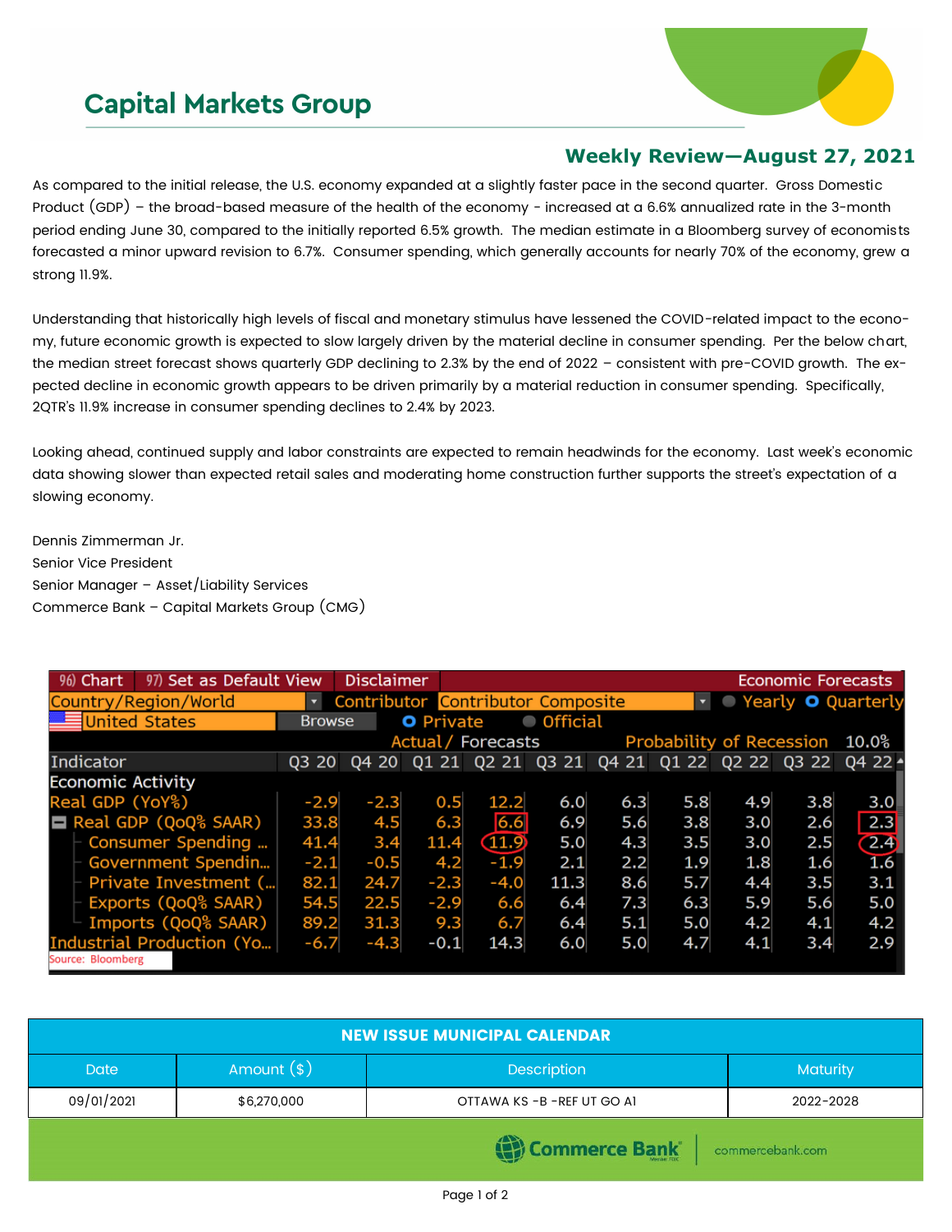# Capital Markets Group

## Weekly Review—August 27, 2021

As compared to the initial release, the U.S. economy expanded at a slightly faster pace in the second quarter. Gross Domestic Product (GDP) – the broad-based measure of the health of the economy - increased at a 6.6% annualized rate in the 3-month period ending June 30, compared to the initially reported 6.5% growth. The median estimate in a Bloomberg survey of economists forecasted a minor upward revision to 6.7%. Consumer spending, which generally accounts for nearly 70% of the economy, grew a strong 11.9%.

Understanding that historically high levels of fiscal and monetary stimulus have lessened the COVID-related impact to the economy, future economic growth is expected to slow largely driven by the material decline in consumer spending. Per the below chart, the median street forecast shows quarterly GDP declining to 2.3% by the end of 2022 – consistent with pre-COVID growth. The expected decline in economic growth appears to be driven primarily by a material reduction in consumer spending. Specifically, 2QTR's 11.9% increase in consumer spending declines to 2.4% by 2023.

Looking ahead, continued supply and labor constraints are expected to remain headwinds for the economy. Last week's economic data showing slower than expected retail sales and moderating home construction further supports the street's expectation of a slowing economy.

Dennis Zimmerman Jr.
Senior Vice President
Senior Manager – Asset/Liability Services
Commerce Bank – Capital Markets Group (CMG)

Economic Forecasts — Country/Region/World: United States — Contributor: Contributor Composite — Quarterly — Private — Actual/ Forecasts — Probability of Recession 10.0%

| Indicator | Q3 20 | Q4 20 | Q1 21 | Q2 21 | Q3 21 | Q4 21 | Q1 22 | Q2 22 | Q3 22 | Q4 22 |
|---|---|---|---|---|---|---|---|---|---|---|
| **Economic Activity** | | | | | | | | | | |
| Real GDP (YoY%) | -2.9 | -2.3 | 0.5 | 12.2 | 6.0 | 6.3 | 5.8 | 4.9 | 3.8 | 3.0 |
| Real GDP (QoQ% SAAR) | 33.8 | 4.5 | 6.3 | 6.6 | 6.9 | 5.6 | 3.8 | 3.0 | 2.6 | 2.3 |
| Consumer Spending ... | 41.4 | 3.4 | 11.4 | 11.9 | 5.0 | 4.3 | 3.5 | 3.0 | 2.5 | 2.4 |
| Government Spendin... | -2.1 | -0.5 | 4.2 | -1.9 | 2.1 | 2.2 | 1.9 | 1.8 | 1.6 | 1.6 |
| Private Investment (... | 82.1 | 24.7 | -2.3 | -4.0 | 11.3 | 8.6 | 5.7 | 4.4 | 3.5 | 3.1 |
| Exports (QoQ% SAAR) | 54.5 | 22.5 | -2.9 | 6.6 | 6.4 | 7.3 | 6.3 | 5.9 | 5.6 | 5.0 |
| Imports (QoQ% SAAR) | 89.2 | 31.3 | 9.3 | 6.7 | 6.4 | 5.1 | 5.0 | 4.2 | 4.1 | 4.2 |
| Industrial Production (Yo... | -6.7 | -4.3 | -0.1 | 14.3 | 6.0 | 5.0 | 4.7 | 4.1 | 3.4 | 2.9 |

Source: Bloomberg

| NEW ISSUE MUNICIPAL CALENDAR | | | |
|---|---|---|---|
| Date | Amount ($) | Description | Maturity |
| 09/01/2021 | $6,270,000 | OTTAWA KS -B -REF UT GO A1 | 2022-2028 |

Commerce Bank | commercebank.com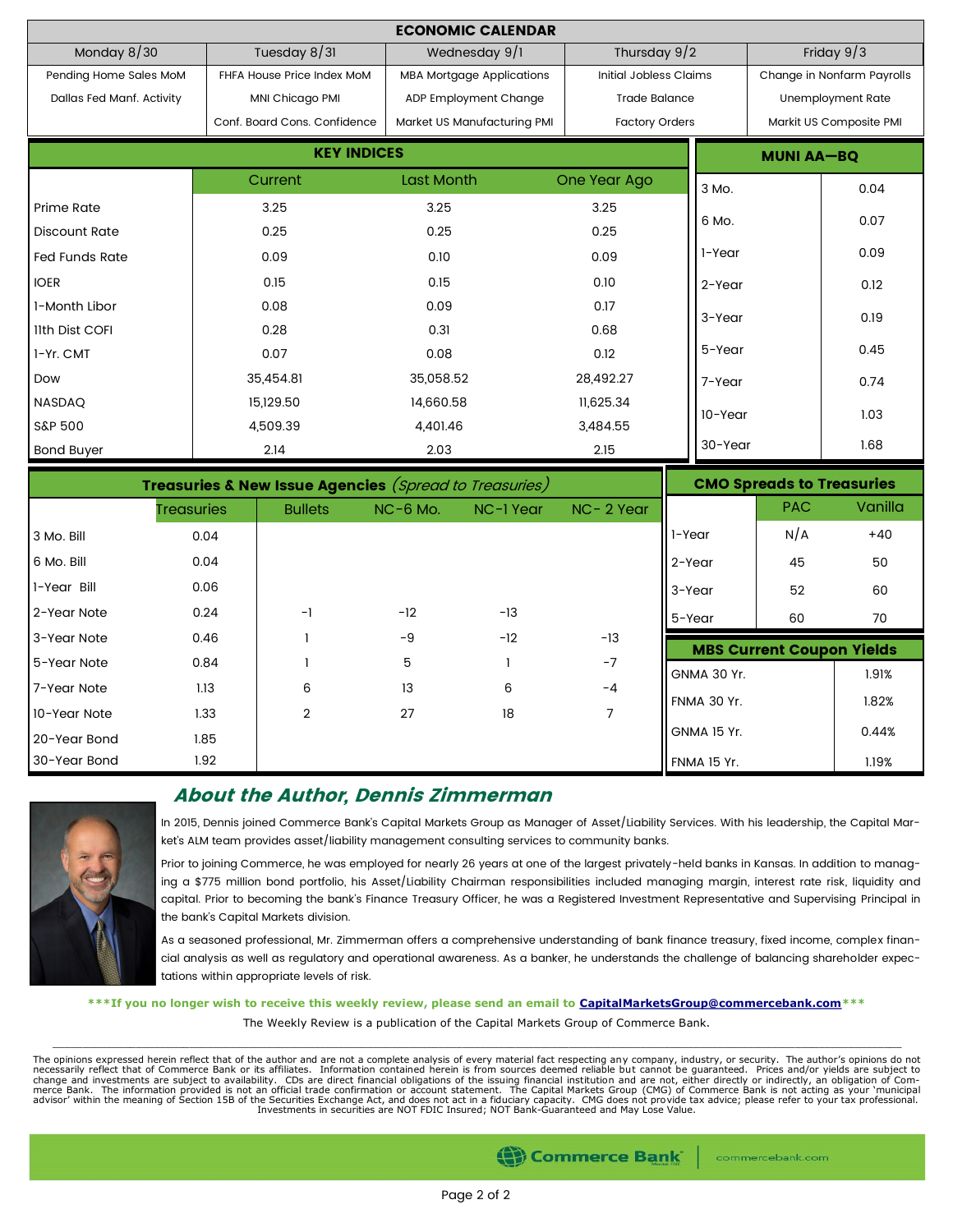## ECONOMIC CALENDAR

| Monday 8/30 | Tuesday 8/31 | Wednesday 9/1 | Thursday 9/2 | Friday 9/3 |
|---|---|---|---|---|
| Pending Home Sales MoM | FHFA House Price Index MoM | MBA Mortgage Applications | Initial Jobless Claims | Change in Nonfarm Payrolls |
| Dallas Fed Manf. Activity | MNI Chicago PMI | ADP Employment Change | Trade Balance | Unemployment Rate |
| | Conf. Board Cons. Confidence | Market US Manufacturing PMI | Factory Orders | Markit US Composite PMI |

## KEY INDICES

| | Current | Last Month | One Year Ago |
|---|---|---|---|
| Prime Rate | 3.25 | 3.25 | 3.25 |
| Discount Rate | 0.25 | 0.25 | 0.25 |
| Fed Funds Rate | 0.09 | 0.10 | 0.09 |
| IOER | 0.15 | 0.15 | 0.10 |
| 1-Month Libor | 0.08 | 0.09 | 0.17 |
| 11th Dist COFI | 0.28 | 0.31 | 0.68 |
| 1-Yr. CMT | 0.07 | 0.08 | 0.12 |
| Dow | 35,454.81 | 35,058.52 | 28,492.27 |
| NASDAQ | 15,129.50 | 14,660.58 | 11,625.34 |
| S&P 500 | 4,509.39 | 4,401.46 | 3,484.55 |
| Bond Buyer | 2.14 | 2.03 | 2.15 |

## MUNI AA—BQ

| | |
|---|---|
| 3 Mo. | 0.04 |
| 6 Mo. | 0.07 |
| 1-Year | 0.09 |
| 2-Year | 0.12 |
| 3-Year | 0.19 |
| 5-Year | 0.45 |
| 7-Year | 0.74 |
| 10-Year | 1.03 |
| 30-Year | 1.68 |

## Treasuries & New Issue Agencies *(Spread to Treasuries)*

| | Treasuries | Bullets | NC-6 Mo. | NC-1 Year | NC- 2 Year |
|---|---|---|---|---|---|
| 3 Mo. Bill | 0.04 | | | | |
| 6 Mo. Bill | 0.04 | | | | |
| 1-Year Bill | 0.06 | | | | |
| 2-Year Note | 0.24 | -1 | -12 | -13 | |
| 3-Year Note | 0.46 | 1 | -9 | -12 | -13 |
| 5-Year Note | 0.84 | 1 | 5 | 1 | -7 |
| 7-Year Note | 1.13 | 6 | 13 | 6 | -4 |
| 10-Year Note | 1.33 | 2 | 27 | 18 | 7 |
| 20-Year Bond | 1.85 | | | | |
| 30-Year Bond | 1.92 | | | | |

## CMO Spreads to Treasuries

| | PAC | Vanilla |
|---|---|---|
| 1-Year | N/A | +40 |
| 2-Year | 45 | 50 |
| 3-Year | 52 | 60 |
| 5-Year | 60 | 70 |

## MBS Current Coupon Yields

| | |
|---|---|
| GNMA 30 Yr. | 1.91% |
| FNMA 30 Yr. | 1.82% |
| GNMA 15 Yr. | 0.44% |
| FNMA 15 Yr. | 1.19% |

## *About the Author, Dennis Zimmerman*

In 2015, Dennis joined Commerce Bank's Capital Markets Group as Manager of Asset/Liability Services. With his leadership, the Capital Market's ALM team provides asset/liability management consulting services to community banks.

Prior to joining Commerce, he was employed for nearly 26 years at one of the largest privately-held banks in Kansas. In addition to managing a $775 million bond portfolio, his Asset/Liability Chairman responsibilities included managing margin, interest rate risk, liquidity and capital. Prior to becoming the bank's Finance Treasury Officer, he was a Registered Investment Representative and Supervising Principal in the bank's Capital Markets division.

As a seasoned professional, Mr. Zimmerman offers a comprehensive understanding of bank finance treasury, fixed income, complex financial analysis as well as regulatory and operational awareness. As a banker, he understands the challenge of balancing shareholder expectations within appropriate levels of risk.

**\*\*\*If you no longer wish to receive this weekly review, please send an email to CapitalMarketsGroup@commercebank.com\*\*\***

The Weekly Review is a publication of the Capital Markets Group of Commerce Bank.

The opinions expressed herein reflect that of the author and are not a complete analysis of every material fact respecting any company, industry, or security. The author's opinions do not necessarily reflect that of Commerce Bank or its affiliates. Information contained herein is from sources deemed reliable but cannot be guaranteed. Prices and/or yields are subject to change and investments are subject to availability. CDs are direct financial obligations of the issuing financial institution and are not, either directly or indirectly, an obligation of Commerce Bank. The information provided is not an official trade confirmation or account statement. The Capital Markets Group (CMG) of Commerce Bank is not acting as your 'municipal advisor' within the meaning of Section 15B of the Securities Exchange Act, and does not act in a fiduciary capacity. CMG does not provide tax advice; please refer to your tax professional. Investments in securities are NOT FDIC Insured; NOT Bank-Guaranteed and May Lose Value.

Commerce Bank | commercebank.com